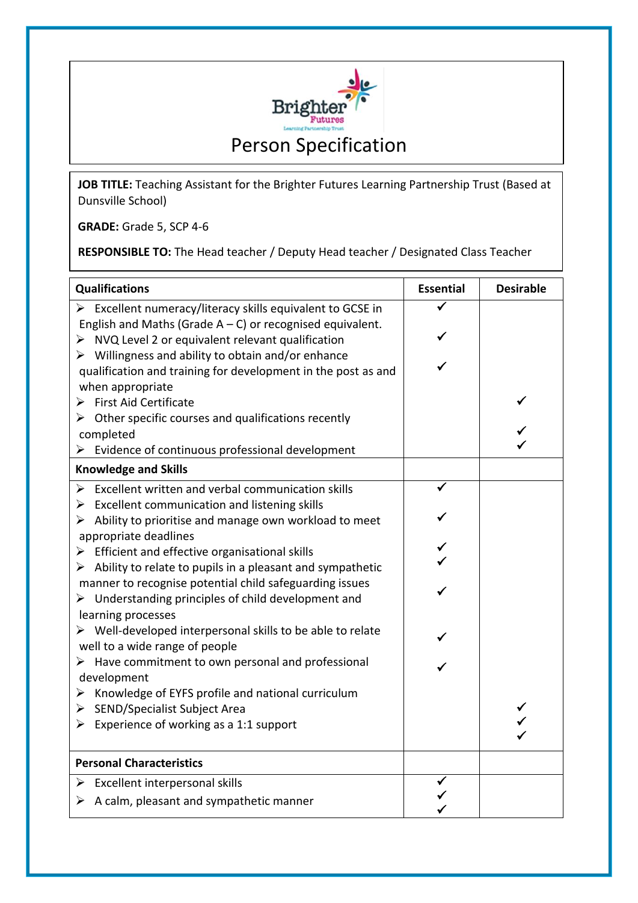# Person Specification

**JOB TITLE:** Teaching Assistant for the Brighter Futures Learning Partnership Trust (Based at Dunsville School)

**GRADE:** Grade 5, SCP 4-6

**RESPONSIBLE TO:** The Head teacher / Deputy Head teacher / Designated Class Teacher

| Qualifications | Essential | Desirable |
|---|---|---|
| ➢ Excellent numeracy/literacy skills equivalent to GCSE in English and Maths (Grade A – C) or recognised equivalent. | ✓ | |
| ➢ NVQ Level 2 or equivalent relevant qualification | ✓ | |
| ➢ Willingness and ability to obtain and/or enhance qualification and training for development in the post as and when appropriate | ✓ | |
| ➢ First Aid Certificate | | ✓ |
| ➢ Other specific courses and qualifications recently completed | | ✓ |
| ➢ Evidence of continuous professional development | | ✓ |
| **Knowledge and Skills** | | |
| ➢ Excellent written and verbal communication skills | ✓ | |
| ➢ Excellent communication and listening skills | ✓ | |
| ➢ Ability to prioritise and manage own workload to meet appropriate deadlines | ✓ | |
| ➢ Efficient and effective organisational skills | ✓ | |
| ➢ Ability to relate to pupils in a pleasant and sympathetic manner to recognise potential child safeguarding issues | ✓ | |
| ➢ Understanding principles of child development and learning processes | ✓ | |
| ➢ Well-developed interpersonal skills to be able to relate well to a wide range of people | ✓ | |
| ➢ Have commitment to own personal and professional development | | |
| ➢ Knowledge of EYFS profile and national curriculum | | ✓ |
| ➢ SEND/Specialist Subject Area | | ✓ |
| ➢ Experience of working as a 1:1 support | | ✓ |
| **Personal Characteristics** | | |
| ➢ Excellent interpersonal skills | ✓ | |
| ➢ A calm, pleasant and sympathetic manner | ✓ | |
| | ✓ | |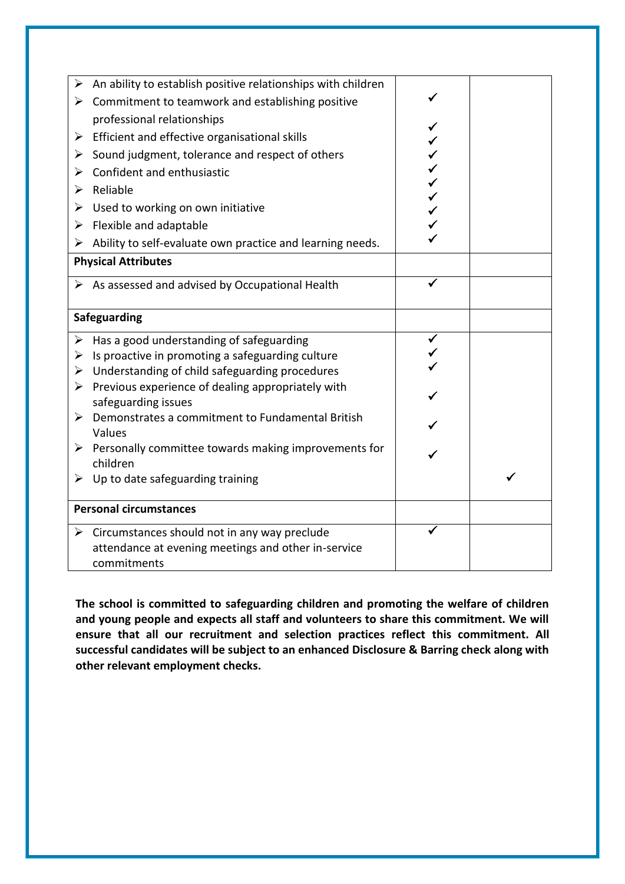| | | |
|---|---|---|
| ➢ An ability to establish positive relationships with children<br>➢ Commitment to teamwork and establishing positive professional relationships<br>➢ Efficient and effective organisational skills<br>➢ Sound judgment, tolerance and respect of others<br>➢ Confident and enthusiastic<br>➢ Reliable<br>➢ Used to working on own initiative<br>➢ Flexible and adaptable<br>➢ Ability to self-evaluate own practice and learning needs. | ✓<br>✓<br>✓<br>✓<br>✓<br>✓<br>✓<br>✓<br>✓<br>✓ | |
| **Physical Attributes** | | |
| ➢ As assessed and advised by Occupational Health | ✓ | |
| **Safeguarding** | | |
| ➢ Has a good understanding of safeguarding<br>➢ Is proactive in promoting a safeguarding culture<br>➢ Understanding of child safeguarding procedures<br>➢ Previous experience of dealing appropriately with safeguarding issues<br>➢ Demonstrates a commitment to Fundamental British Values<br>➢ Personally committee towards making improvements for children | ✓<br>✓<br>✓<br>✓<br>✓<br>✓ | |
| ➢ Up to date safeguarding training | | ✓ |
| **Personal circumstances** | | |
| ➢ Circumstances should not in any way preclude attendance at evening meetings and other in-service commitments | ✓ | |

**The school is committed to safeguarding children and promoting the welfare of children and young people and expects all staff and volunteers to share this commitment. We will ensure that all our recruitment and selection practices reflect this commitment. All successful candidates will be subject to an enhanced Disclosure & Barring check along with other relevant employment checks.**